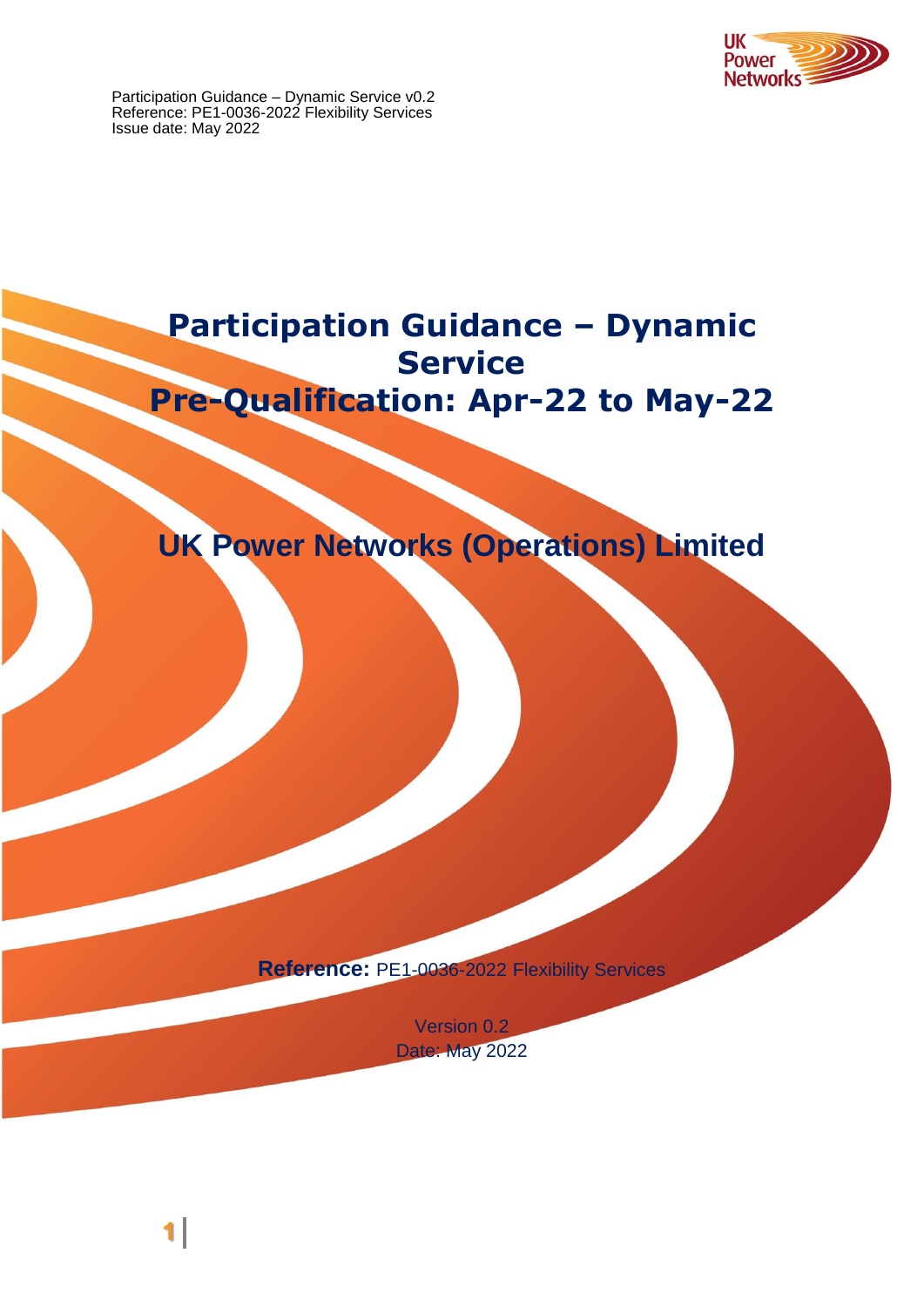# Participation Guidance – Dynamic Service

# Pre-Qualification: Apr-22 to May-22

## UK Power Networks (Operations) Limited

**Reference:** PE1-0036-2022 Flexibility Services

Version 0.2

Date: May 2022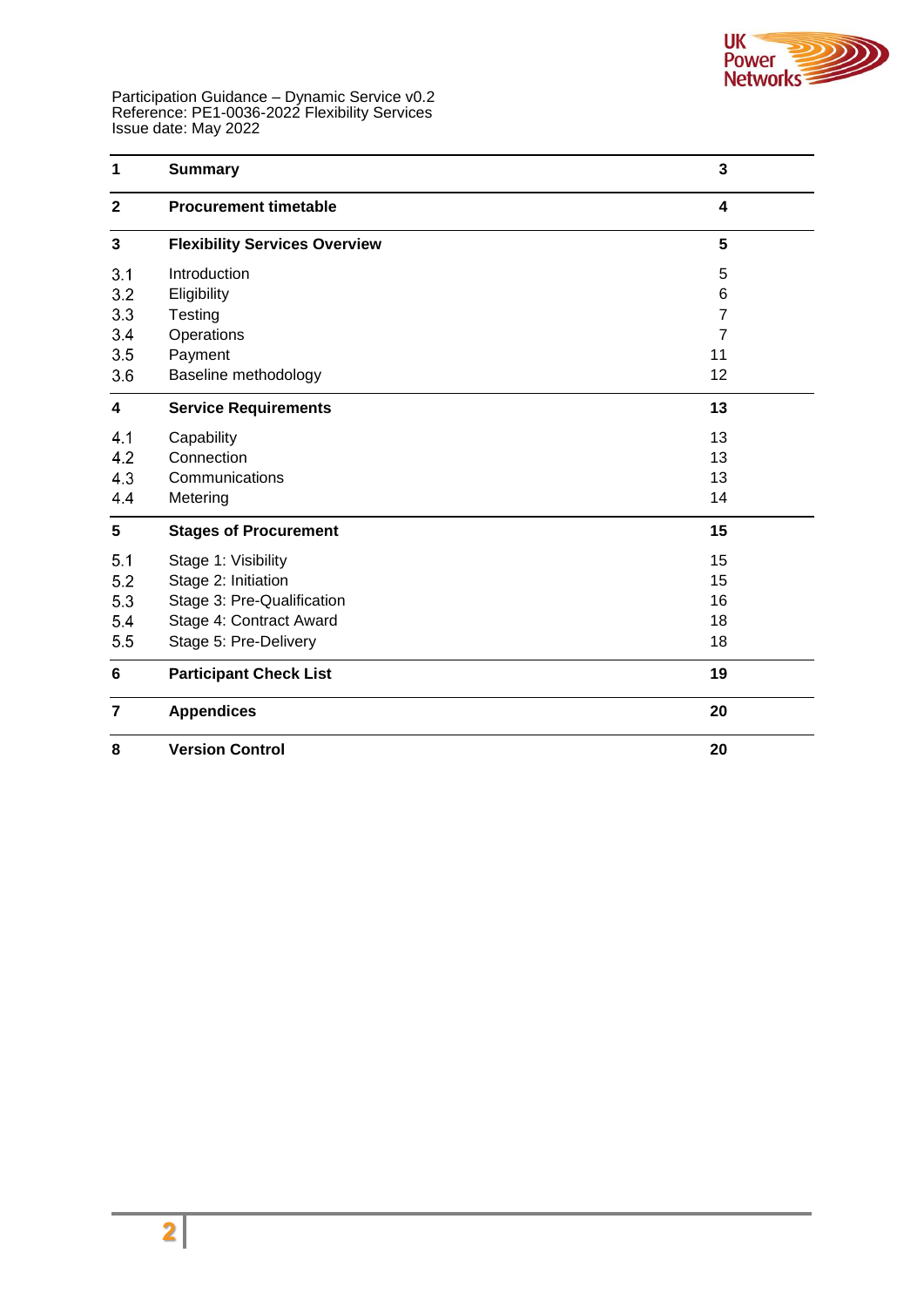Participation Guidance – Dynamic Service v0.2
Reference: PE1-0036-2022 Flexibility Services
Issue date: May 2022

| | | |
|---|---|---|
| **1** | **Summary** | **3** |
| **2** | **Procurement timetable** | **4** |
| **3** | **Flexibility Services Overview** | **5** |
| 3.1 | Introduction | 5 |
| 3.2 | Eligibility | 6 |
| 3.3 | Testing | 7 |
| 3.4 | Operations | 7 |
| 3.5 | Payment | 11 |
| 3.6 | Baseline methodology | 12 |
| **4** | **Service Requirements** | **13** |
| 4.1 | Capability | 13 |
| 4.2 | Connection | 13 |
| 4.3 | Communications | 13 |
| 4.4 | Metering | 14 |
| **5** | **Stages of Procurement** | **15** |
| 5.1 | Stage 1: Visibility | 15 |
| 5.2 | Stage 2: Initiation | 15 |
| 5.3 | Stage 3: Pre-Qualification | 16 |
| 5.4 | Stage 4: Contract Award | 18 |
| 5.5 | Stage 5: Pre-Delivery | 18 |
| **6** | **Participant Check List** | **19** |
| **7** | **Appendices** | **20** |
| **8** | **Version Control** | **20** |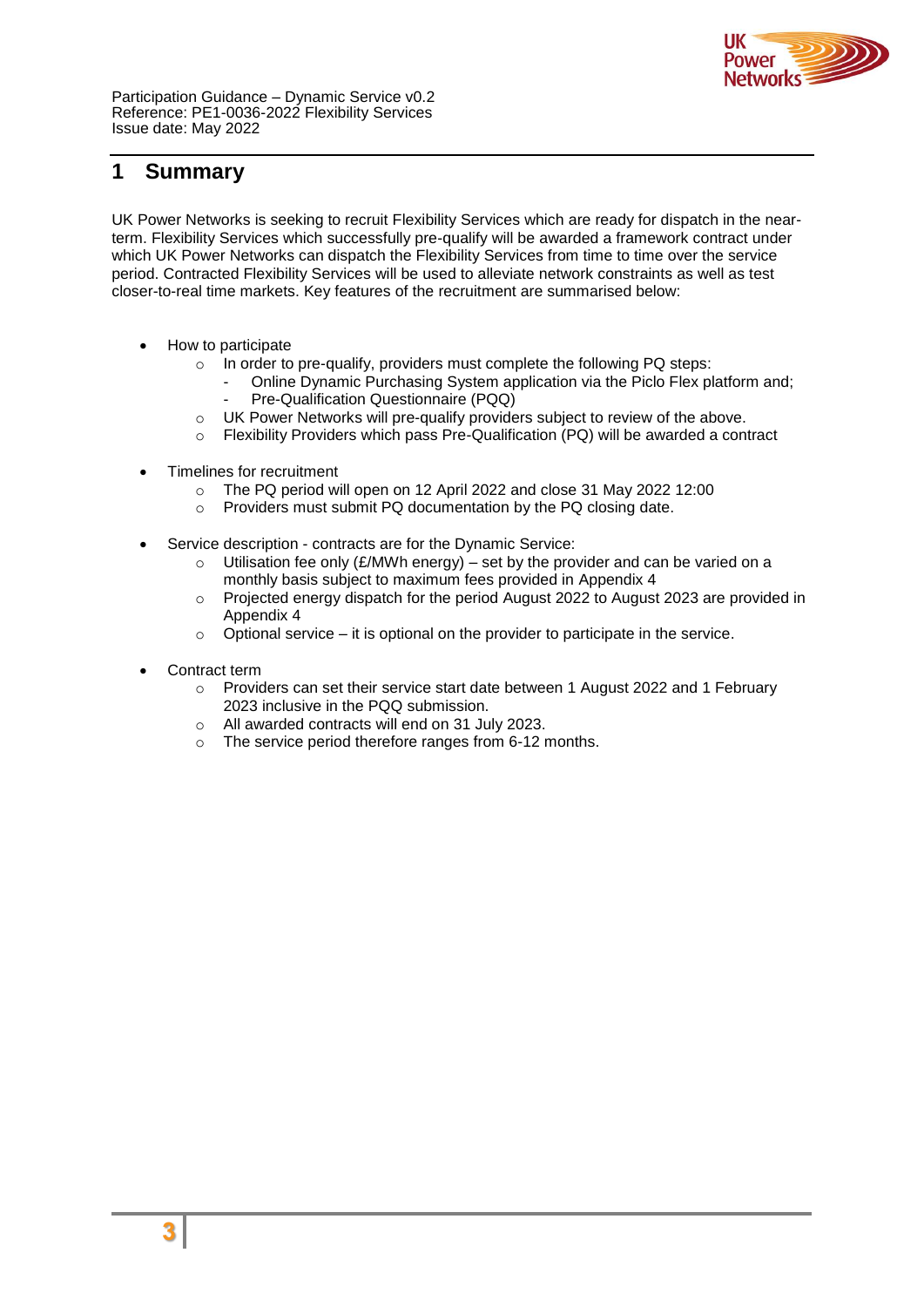# 1 Summary

UK Power Networks is seeking to recruit Flexibility Services which are ready for dispatch in the near-term. Flexibility Services which successfully pre-qualify will be awarded a framework contract under which UK Power Networks can dispatch the Flexibility Services from time to time over the service period. Contracted Flexibility Services will be used to alleviate network constraints as well as test closer-to-real time markets. Key features of the recruitment are summarised below:

- How to participate
  - In order to pre-qualify, providers must complete the following PQ steps:
    - Online Dynamic Purchasing System application via the Piclo Flex platform and;
    - Pre-Qualification Questionnaire (PQQ)
  - UK Power Networks will pre-qualify providers subject to review of the above.
  - Flexibility Providers which pass Pre-Qualification (PQ) will be awarded a contract
- Timelines for recruitment
  - The PQ period will open on 12 April 2022 and close 31 May 2022 12:00
  - Providers must submit PQ documentation by the PQ closing date.
- Service description - contracts are for the Dynamic Service:
  - Utilisation fee only (£/MWh energy) – set by the provider and can be varied on a monthly basis subject to maximum fees provided in Appendix 4
  - Projected energy dispatch for the period August 2022 to August 2023 are provided in Appendix 4
  - Optional service – it is optional on the provider to participate in the service.
- Contract term
  - Providers can set their service start date between 1 August 2022 and 1 February 2023 inclusive in the PQQ submission.
  - All awarded contracts will end on 31 July 2023.
  - The service period therefore ranges from 6-12 months.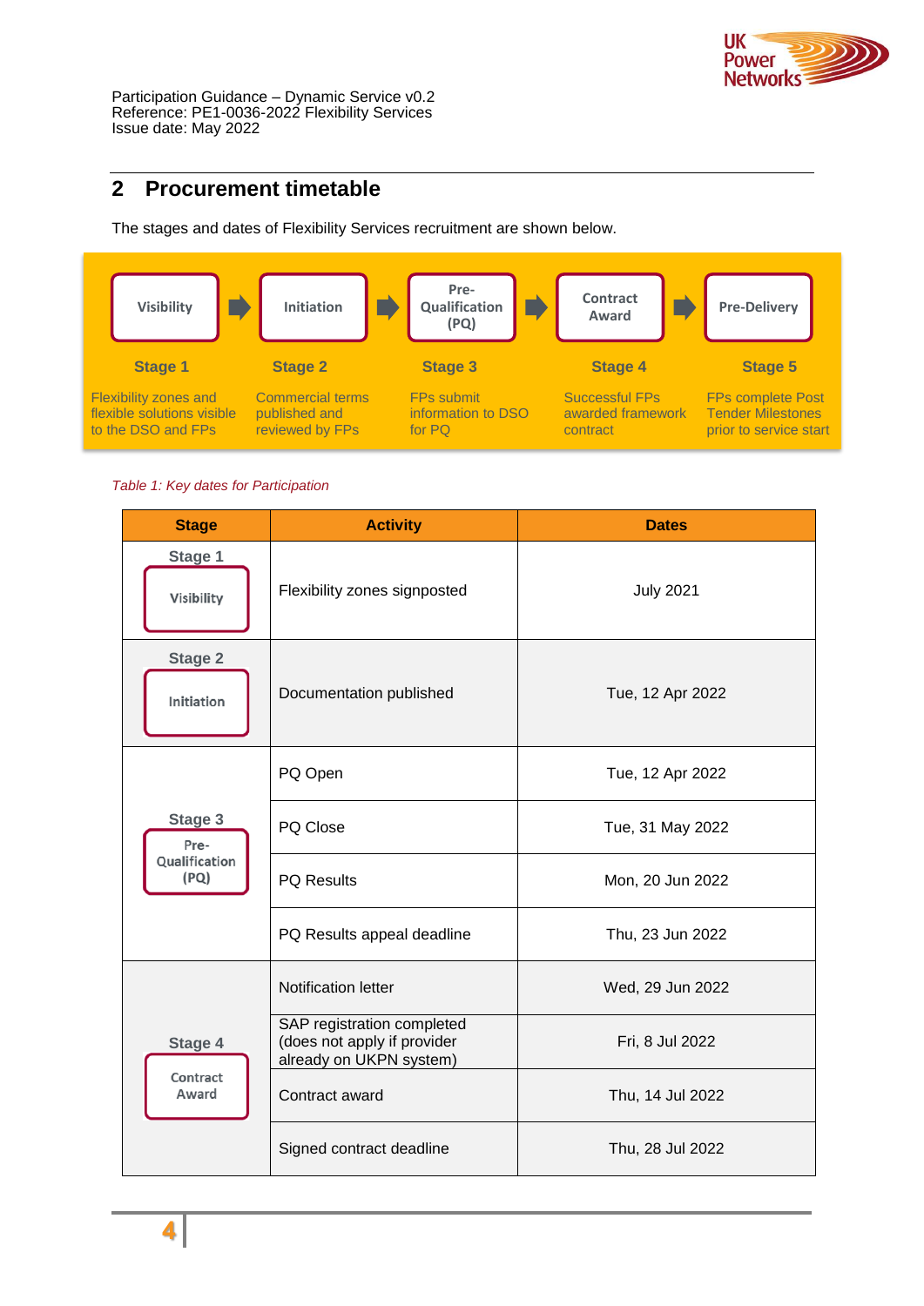## 2 Procurement timetable

The stages and dates of Flexibility Services recruitment are shown below.

| Visibility | Initiation | Pre-Qualification (PQ) | Contract Award | Pre-Delivery |
|---|---|---|---|---|
| **Stage 1** | **Stage 2** | **Stage 3** | **Stage 4** | **Stage 5** |
| Flexibility zones and flexible solutions visible to the DSO and FPs | Commercial terms published and reviewed by FPs | FPs submit information to DSO for PQ | Successful FPs awarded framework contract | FPs complete Post Tender Milestones prior to service start |

*Table 1: Key dates for Participation*

| Stage | Activity | Dates |
|---|---|---|
| Stage 1 Visibility | Flexibility zones signposted | July 2021 |
| Stage 2 Initiation | Documentation published | Tue, 12 Apr 2022 |
| Stage 3 Pre-Qualification (PQ) | PQ Open | Tue, 12 Apr 2022 |
| | PQ Close | Tue, 31 May 2022 |
| | PQ Results | Mon, 20 Jun 2022 |
| | PQ Results appeal deadline | Thu, 23 Jun 2022 |
| Stage 4 Contract Award | Notification letter | Wed, 29 Jun 2022 |
| | SAP registration completed (does not apply if provider already on UKPN system) | Fri, 8 Jul 2022 |
| | Contract award | Thu, 14 Jul 2022 |
| | Signed contract deadline | Thu, 28 Jul 2022 |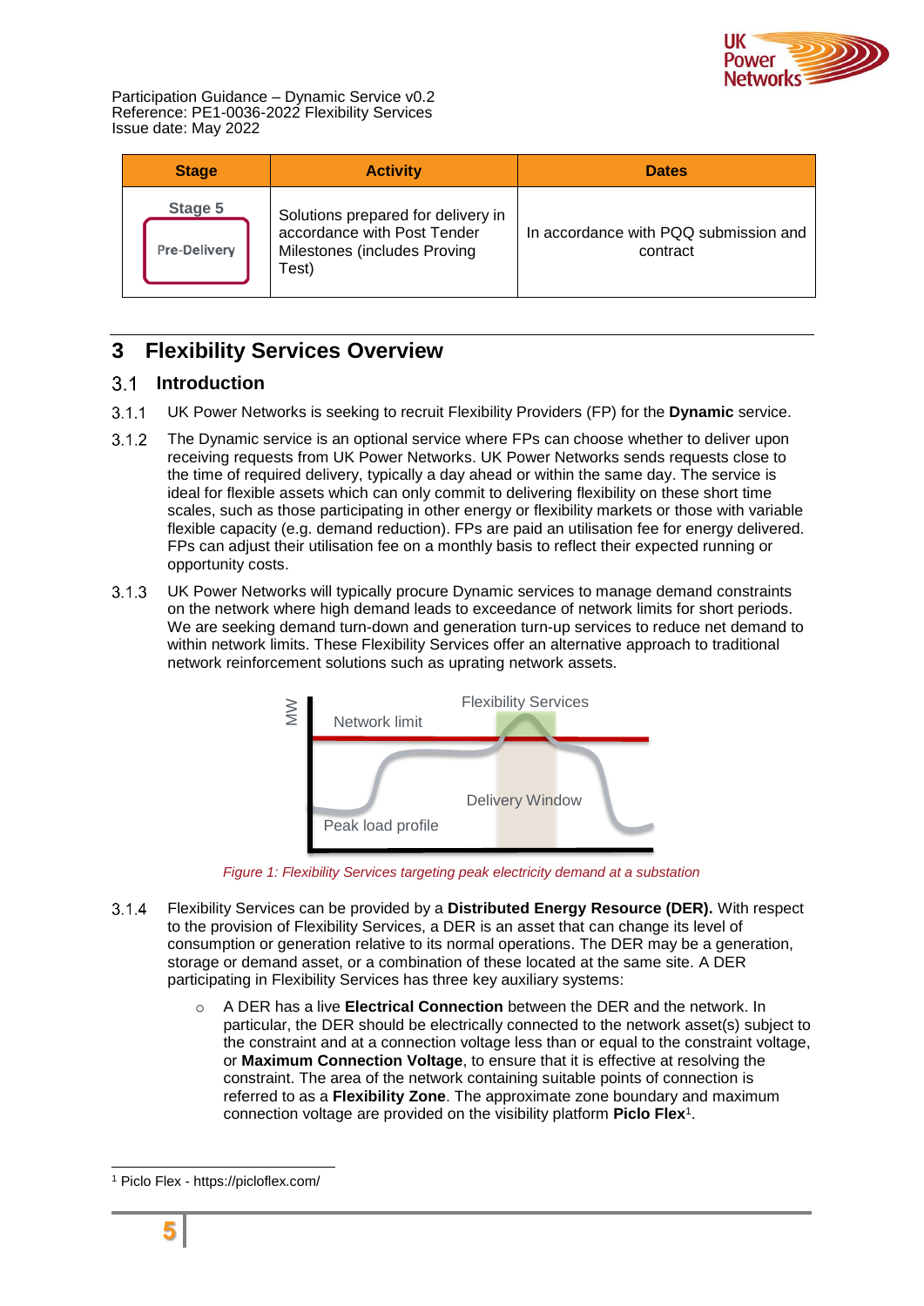| Stage | Activity | Dates |
|---|---|---|
| Stage 5 Pre-Delivery | Solutions prepared for delivery in accordance with Post Tender Milestones (includes Proving Test) | In accordance with PQQ submission and contract |

# 3 Flexibility Services Overview

## 3.1 Introduction

3.1.1 UK Power Networks is seeking to recruit Flexibility Providers (FP) for the **Dynamic** service.

3.1.2 The Dynamic service is an optional service where FPs can choose whether to deliver upon receiving requests from UK Power Networks. UK Power Networks sends requests close to the time of required delivery, typically a day ahead or within the same day. The service is ideal for flexible assets which can only commit to delivering flexibility on these short time scales, such as those participating in other energy or flexibility markets or those with variable flexible capacity (e.g. demand reduction). FPs are paid an utilisation fee for energy delivered. FPs can adjust their utilisation fee on a monthly basis to reflect their expected running or opportunity costs.

3.1.3 UK Power Networks will typically procure Dynamic services to manage demand constraints on the network where high demand leads to exceedance of network limits for short periods. We are seeking demand turn-down and generation turn-up services to reduce net demand to within network limits. These Flexibility Services offer an alternative approach to traditional network reinforcement solutions such as uprating network assets.

*Figure 1: Flexibility Services targeting peak electricity demand at a substation*

3.1.4 Flexibility Services can be provided by a **Distributed Energy Resource (DER).** With respect to the provision of Flexibility Services, a DER is an asset that can change its level of consumption or generation relative to its normal operations. The DER may be a generation, storage or demand asset, or a combination of these located at the same site. A DER participating in Flexibility Services has three key auxiliary systems:

- A DER has a live **Electrical Connection** between the DER and the network. In particular, the DER should be electrically connected to the network asset(s) subject to the constraint and at a connection voltage less than or equal to the constraint voltage, or **Maximum Connection Voltage**, to ensure that it is effective at resolving the constraint. The area of the network containing suitable points of connection is referred to as a **Flexibility Zone**. The approximate zone boundary and maximum connection voltage are provided on the visibility platform **Piclo Flex**[1].

[1] Piclo Flex - https://picloflex.com/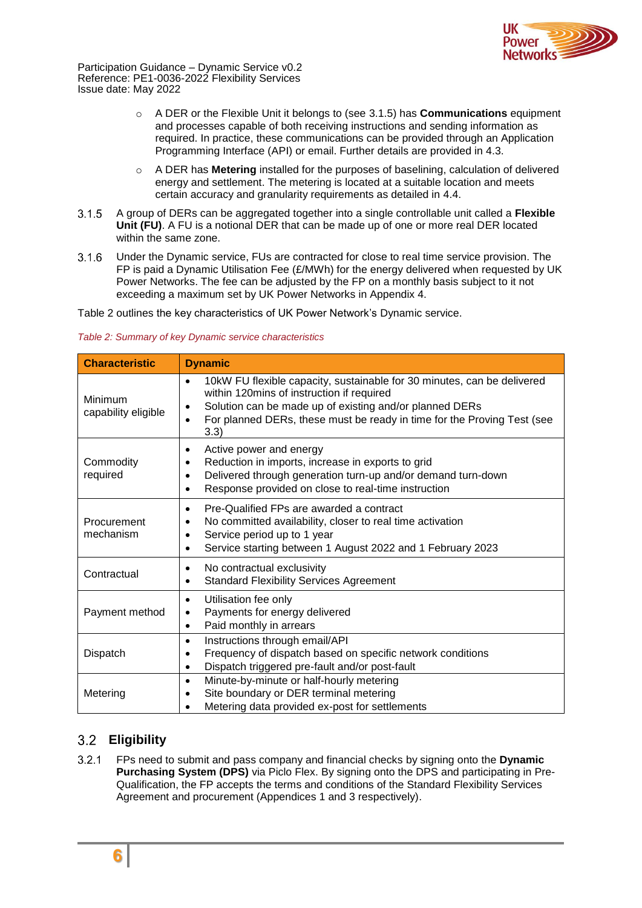- A DER or the Flexible Unit it belongs to (see 3.1.5) has **Communications** equipment and processes capable of both receiving instructions and sending information as required. In practice, these communications can be provided through an Application Programming Interface (API) or email. Further details are provided in 4.3.
  - A DER has **Metering** installed for the purposes of baselining, calculation of delivered energy and settlement. The metering is located at a suitable location and meets certain accuracy and granularity requirements as detailed in 4.4.

3.1.5 A group of DERs can be aggregated together into a single controllable unit called a **Flexible Unit (FU)**. A FU is a notional DER that can be made up of one or more real DER located within the same zone.

3.1.6 Under the Dynamic service, FUs are contracted for close to real time service provision. The FP is paid a Dynamic Utilisation Fee (£/MWh) for the energy delivered when requested by UK Power Networks. The fee can be adjusted by the FP on a monthly basis subject to it not exceeding a maximum set by UK Power Networks in Appendix 4.

Table 2 outlines the key characteristics of UK Power Network's Dynamic service.

*Table 2: Summary of key Dynamic service characteristics*

| Characteristic | Dynamic |
|---|---|
| Minimum capability eligible | • 10kW FU flexible capacity, sustainable for 30 minutes, can be delivered within 120mins of instruction if required<br>• Solution can be made up of existing and/or planned DERs<br>• For planned DERs, these must be ready in time for the Proving Test (see 3.3) |
| Commodity required | • Active power and energy<br>• Reduction in imports, increase in exports to grid<br>• Delivered through generation turn-up and/or demand turn-down<br>• Response provided on close to real-time instruction |
| Procurement mechanism | • Pre-Qualified FPs are awarded a contract<br>• No committed availability, closer to real time activation<br>• Service period up to 1 year<br>• Service starting between 1 August 2022 and 1 February 2023 |
| Contractual | • No contractual exclusivity<br>• Standard Flexibility Services Agreement |
| Payment method | • Utilisation fee only<br>• Payments for energy delivered<br>• Paid monthly in arrears |
| Dispatch | • Instructions through email/API<br>• Frequency of dispatch based on specific network conditions<br>• Dispatch triggered pre-fault and/or post-fault |
| Metering | • Minute-by-minute or half-hourly metering<br>• Site boundary or DER terminal metering<br>• Metering data provided ex-post for settlements |

## 3.2 Eligibility

3.2.1 FPs need to submit and pass company and financial checks by signing onto the **Dynamic Purchasing System (DPS)** via Piclo Flex. By signing onto the DPS and participating in Pre-Qualification, the FP accepts the terms and conditions of the Standard Flexibility Services Agreement and procurement (Appendices 1 and 3 respectively).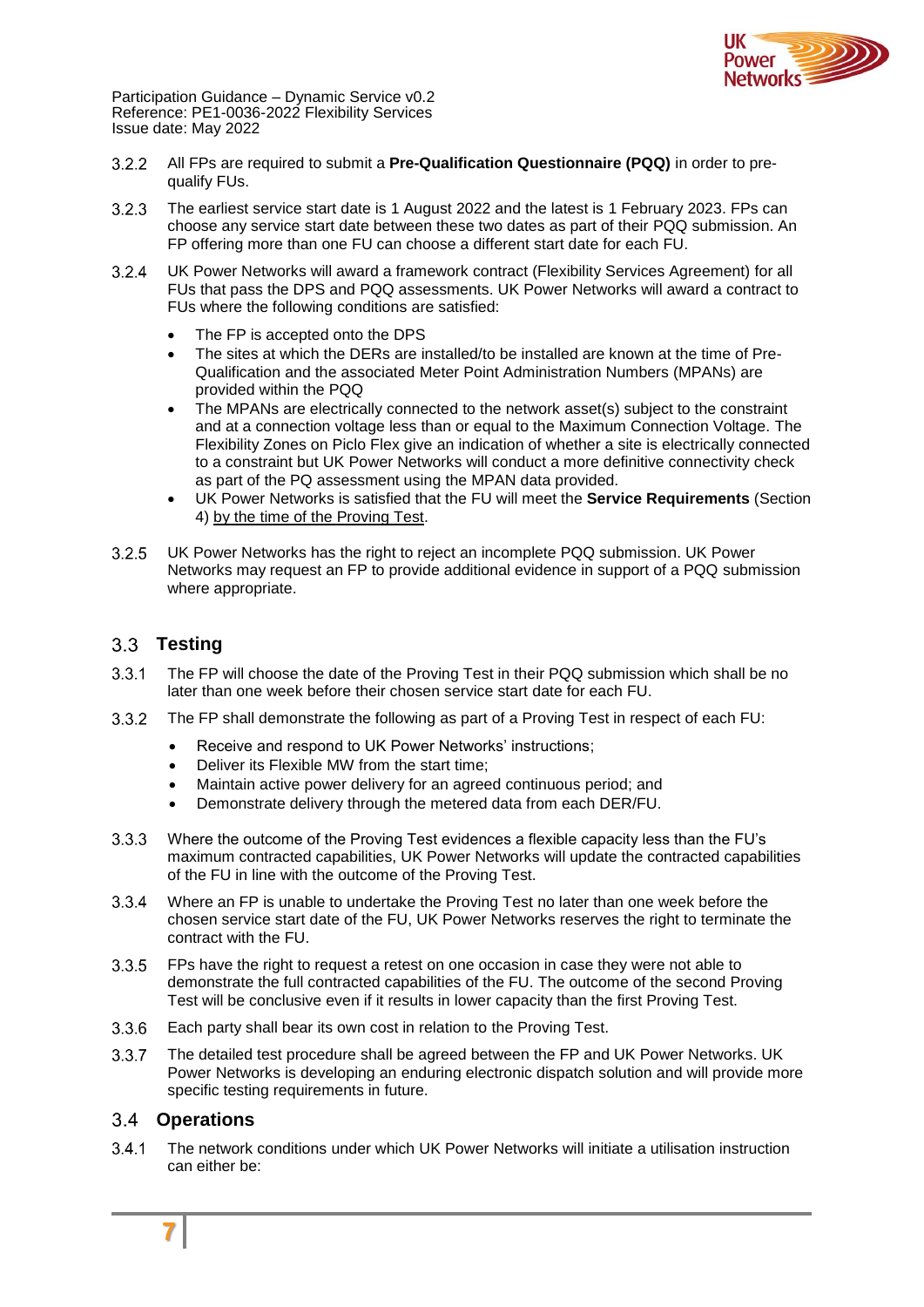3.2.2 All FPs are required to submit a **Pre-Qualification Questionnaire (PQQ)** in order to pre-qualify FUs.

3.2.3 The earliest service start date is 1 August 2022 and the latest is 1 February 2023. FPs can choose any service start date between these two dates as part of their PQQ submission. An FP offering more than one FU can choose a different start date for each FU.

3.2.4 UK Power Networks will award a framework contract (Flexibility Services Agreement) for all FUs that pass the DPS and PQQ assessments. UK Power Networks will award a contract to FUs where the following conditions are satisfied:

- The FP is accepted onto the DPS
- The sites at which the DERs are installed/to be installed are known at the time of Pre-Qualification and the associated Meter Point Administration Numbers (MPANs) are provided within the PQQ
- The MPANs are electrically connected to the network asset(s) subject to the constraint and at a connection voltage less than or equal to the Maximum Connection Voltage. The Flexibility Zones on Piclo Flex give an indication of whether a site is electrically connected to a constraint but UK Power Networks will conduct a more definitive connectivity check as part of the PQ assessment using the MPAN data provided.
- UK Power Networks is satisfied that the FU will meet the **Service Requirements** (Section 4) by the time of the Proving Test.

3.2.5 UK Power Networks has the right to reject an incomplete PQQ submission. UK Power Networks may request an FP to provide additional evidence in support of a PQQ submission where appropriate.

## 3.3 Testing

3.3.1 The FP will choose the date of the Proving Test in their PQQ submission which shall be no later than one week before their chosen service start date for each FU.

3.3.2 The FP shall demonstrate the following as part of a Proving Test in respect of each FU:

- Receive and respond to UK Power Networks' instructions;
- Deliver its Flexible MW from the start time;
- Maintain active power delivery for an agreed continuous period; and
- Demonstrate delivery through the metered data from each DER/FU.

3.3.3 Where the outcome of the Proving Test evidences a flexible capacity less than the FU's maximum contracted capabilities, UK Power Networks will update the contracted capabilities of the FU in line with the outcome of the Proving Test.

3.3.4 Where an FP is unable to undertake the Proving Test no later than one week before the chosen service start date of the FU, UK Power Networks reserves the right to terminate the contract with the FU.

3.3.5 FPs have the right to request a retest on one occasion in case they were not able to demonstrate the full contracted capabilities of the FU. The outcome of the second Proving Test will be conclusive even if it results in lower capacity than the first Proving Test.

3.3.6 Each party shall bear its own cost in relation to the Proving Test.

3.3.7 The detailed test procedure shall be agreed between the FP and UK Power Networks. UK Power Networks is developing an enduring electronic dispatch solution and will provide more specific testing requirements in future.

## 3.4 Operations

3.4.1 The network conditions under which UK Power Networks will initiate a utilisation instruction can either be: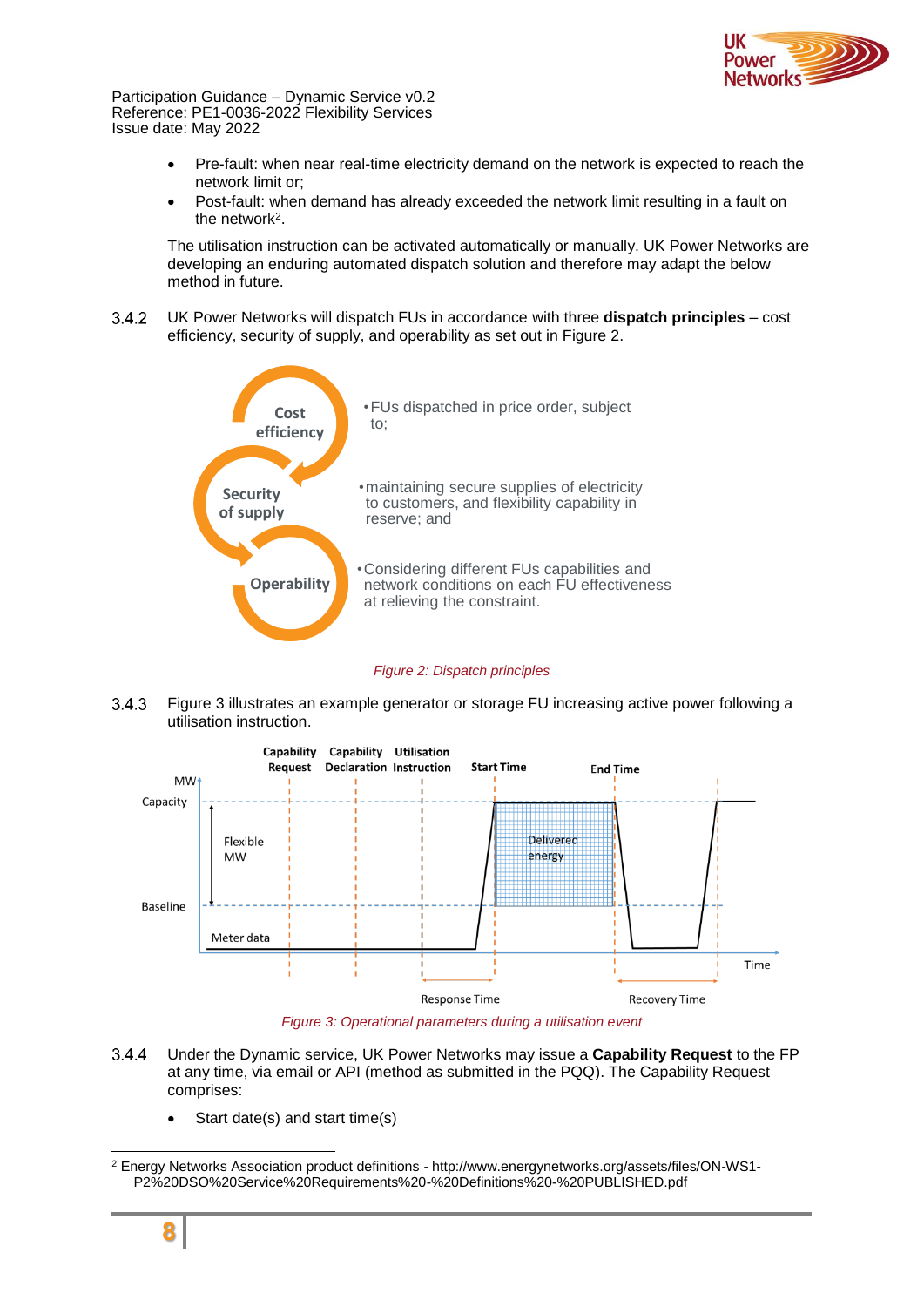- Pre-fault: when near real-time electricity demand on the network is expected to reach the network limit or;
- Post-fault: when demand has already exceeded the network limit resulting in a fault on the network[2].

The utilisation instruction can be activated automatically or manually. UK Power Networks are developing an enduring automated dispatch solution and therefore may adapt the below method in future.

3.4.2 UK Power Networks will dispatch FUs in accordance with three **dispatch principles** – cost efficiency, security of supply, and operability as set out in Figure 2.

Cost efficiency
- FUs dispatched in price order, subject to;

Security of supply
- maintaining secure supplies of electricity to customers, and flexibility capability in reserve; and

Operability
- Considering different FUs capabilities and network conditions on each FU effectiveness at relieving the constraint.

*Figure 2: Dispatch principles*

3.4.3 Figure 3 illustrates an example generator or storage FU increasing active power following a utilisation instruction.

*Figure 3: Operational parameters during a utilisation event*

3.4.4 Under the Dynamic service, UK Power Networks may issue a **Capability Request** to the FP at any time, via email or API (method as submitted in the PQQ). The Capability Request comprises:

- Start date(s) and start time(s)

---

[2] Energy Networks Association product definitions - http://www.energynetworks.org/assets/files/ON-WS1-P2%20DSO%20Service%20Requirements%20-%20Definitions%20-%20PUBLISHED.pdf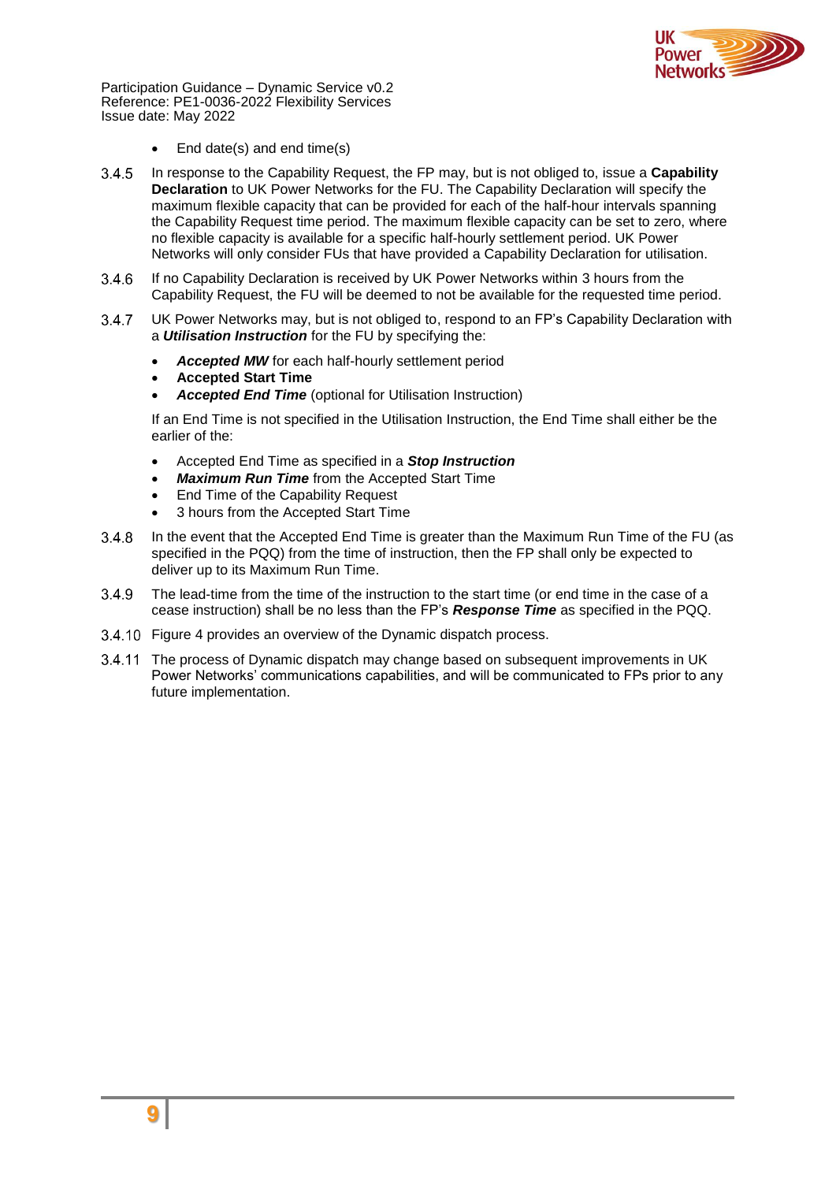- End date(s) and end time(s)

3.4.5 In response to the Capability Request, the FP may, but is not obliged to, issue a **Capability Declaration** to UK Power Networks for the FU. The Capability Declaration will specify the maximum flexible capacity that can be provided for each of the half-hour intervals spanning the Capability Request time period. The maximum flexible capacity can be set to zero, where no flexible capacity is available for a specific half-hourly settlement period. UK Power Networks will only consider FUs that have provided a Capability Declaration for utilisation.

3.4.6 If no Capability Declaration is received by UK Power Networks within 3 hours from the Capability Request, the FU will be deemed to not be available for the requested time period.

3.4.7 UK Power Networks may, but is not obliged to, respond to an FP's Capability Declaration with a ***Utilisation Instruction*** for the FU by specifying the:

- ***Accepted MW*** for each half-hourly settlement period
- **Accepted Start Time**
- ***Accepted End Time*** (optional for Utilisation Instruction)

If an End Time is not specified in the Utilisation Instruction, the End Time shall either be the earlier of the:

- Accepted End Time as specified in a ***Stop Instruction***
- ***Maximum Run Time*** from the Accepted Start Time
- End Time of the Capability Request
- 3 hours from the Accepted Start Time

3.4.8 In the event that the Accepted End Time is greater than the Maximum Run Time of the FU (as specified in the PQQ) from the time of instruction, then the FP shall only be expected to deliver up to its Maximum Run Time.

3.4.9 The lead-time from the time of the instruction to the start time (or end time in the case of a cease instruction) shall be no less than the FP's ***Response Time*** as specified in the PQQ.

3.4.10 Figure 4 provides an overview of the Dynamic dispatch process.

3.4.11 The process of Dynamic dispatch may change based on subsequent improvements in UK Power Networks' communications capabilities, and will be communicated to FPs prior to any future implementation.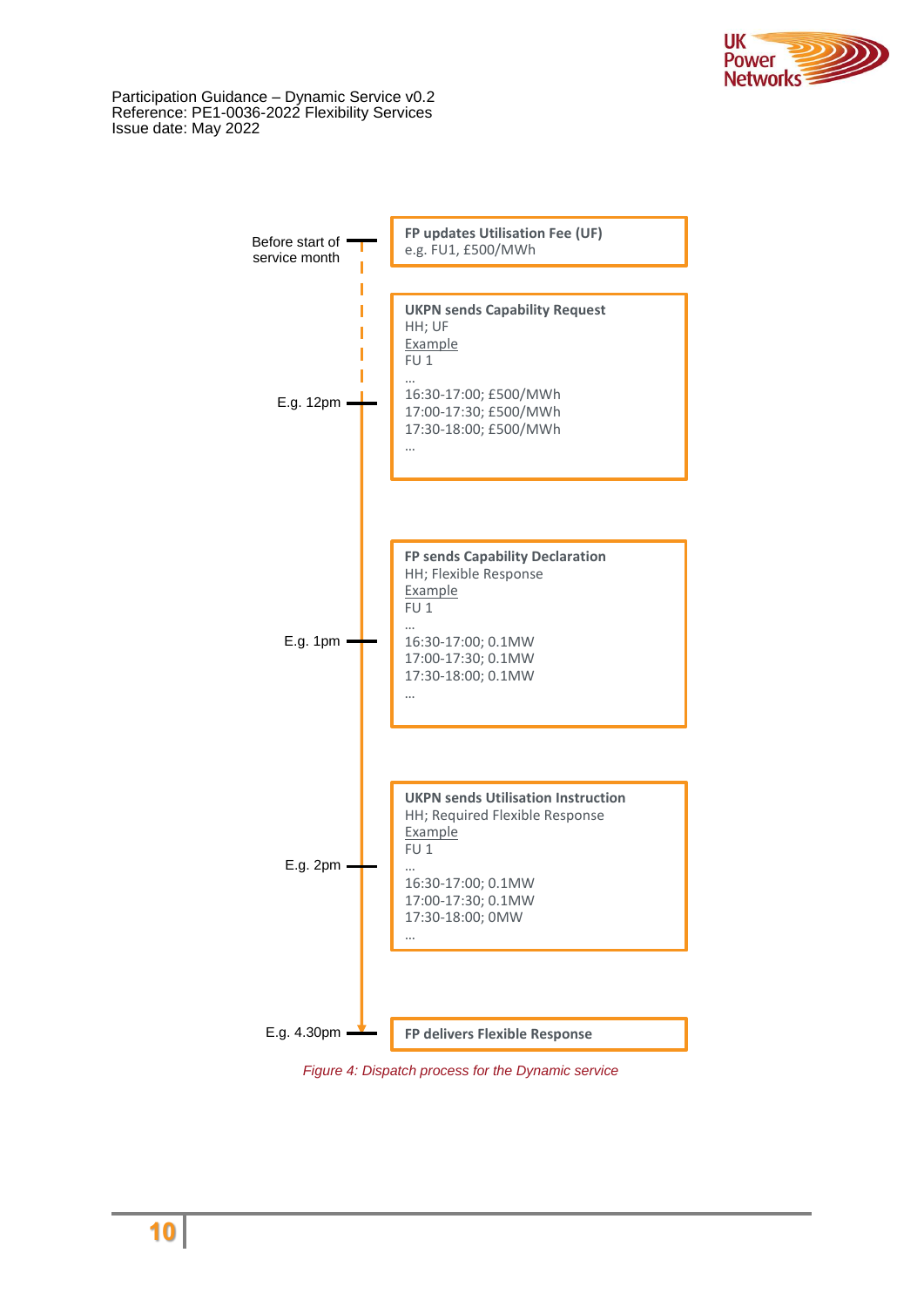Before start of service month

**FP updates Utilisation Fee (UF)**
e.g. FU1, £500/MWh

E.g. 12pm

**UKPN sends Capability Request**
HH; UF
Example
FU 1
…
16:30-17:00; £500/MWh
17:00-17:30; £500/MWh
17:30-18:00; £500/MWh
…

E.g. 1pm

**FP sends Capability Declaration**
HH; Flexible Response
Example
FU 1
…
16:30-17:00; 0.1MW
17:00-17:30; 0.1MW
17:30-18:00; 0.1MW
…

E.g. 2pm

**UKPN sends Utilisation Instruction**
HH; Required Flexible Response
Example
FU 1
…
16:30-17:00; 0.1MW
17:00-17:30; 0.1MW
17:30-18:00; 0MW
…

E.g. 4.30pm

**FP delivers Flexible Response**

*Figure 4: Dispatch process for the Dynamic service*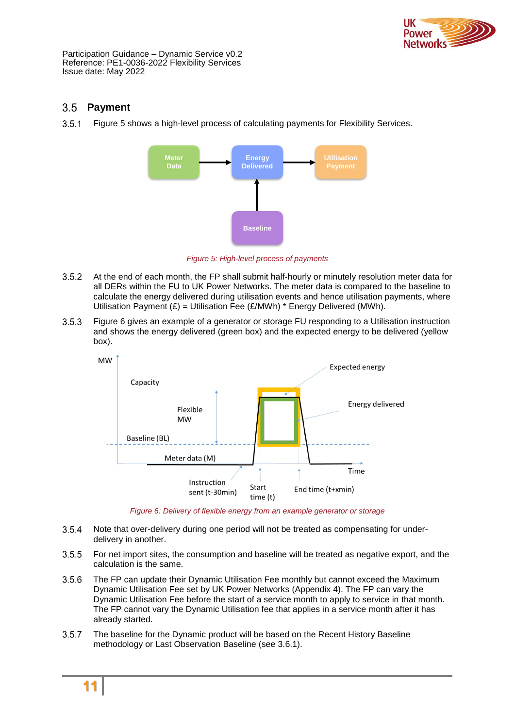## 3.5 Payment

3.5.1 Figure 5 shows a high-level process of calculating payments for Flexibility Services.

*Figure 5: High-level process of payments*

3.5.2 At the end of each month, the FP shall submit half-hourly or minutely resolution meter data for all DERs within the FU to UK Power Networks. The meter data is compared to the baseline to calculate the energy delivered during utilisation events and hence utilisation payments, where Utilisation Payment (£) = Utilisation Fee (£/MWh) * Energy Delivered (MWh).

3.5.3 Figure 6 gives an example of a generator or storage FU responding to a Utilisation instruction and shows the energy delivered (green box) and the expected energy to be delivered (yellow box).

*Figure 6: Delivery of flexible energy from an example generator or storage*

3.5.4 Note that over-delivery during one period will not be treated as compensating for under-delivery in another.

3.5.5 For net import sites, the consumption and baseline will be treated as negative export, and the calculation is the same.

3.5.6 The FP can update their Dynamic Utilisation Fee monthly but cannot exceed the Maximum Dynamic Utilisation Fee set by UK Power Networks (Appendix 4). The FP can vary the Dynamic Utilisation Fee before the start of a service month to apply to service in that month. The FP cannot vary the Dynamic Utilisation fee that applies in a service month after it has already started.

3.5.7 The baseline for the Dynamic product will be based on the Recent History Baseline methodology or Last Observation Baseline (see 3.6.1).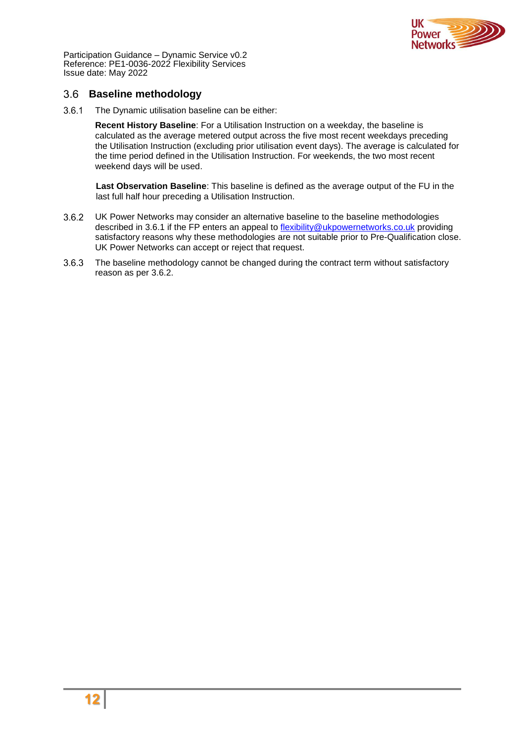## 3.6 Baseline methodology

3.6.1 The Dynamic utilisation baseline can be either:

**Recent History Baseline**: For a Utilisation Instruction on a weekday, the baseline is calculated as the average metered output across the five most recent weekdays preceding the Utilisation Instruction (excluding prior utilisation event days). The average is calculated for the time period defined in the Utilisation Instruction. For weekends, the two most recent weekend days will be used.

**Last Observation Baseline**: This baseline is defined as the average output of the FU in the last full half hour preceding a Utilisation Instruction.

3.6.2 UK Power Networks may consider an alternative baseline to the baseline methodologies described in 3.6.1 if the FP enters an appeal to flexibility@ukpowernetworks.co.uk providing satisfactory reasons why these methodologies are not suitable prior to Pre-Qualification close. UK Power Networks can accept or reject that request.

3.6.3 The baseline methodology cannot be changed during the contract term without satisfactory reason as per 3.6.2.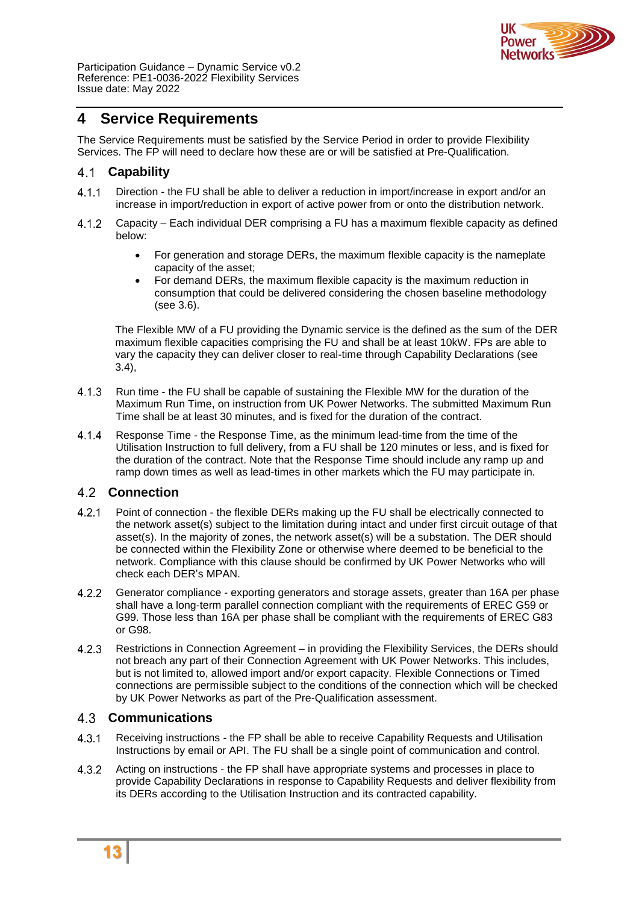# 4 Service Requirements

The Service Requirements must be satisfied by the Service Period in order to provide Flexibility Services. The FP will need to declare how these are or will be satisfied at Pre-Qualification.

## 4.1 Capability

4.1.1 Direction - the FU shall be able to deliver a reduction in import/increase in export and/or an increase in import/reduction in export of active power from or onto the distribution network.

4.1.2 Capacity – Each individual DER comprising a FU has a maximum flexible capacity as defined below:

- For generation and storage DERs, the maximum flexible capacity is the nameplate capacity of the asset;
- For demand DERs, the maximum flexible capacity is the maximum reduction in consumption that could be delivered considering the chosen baseline methodology (see 3.6).

The Flexible MW of a FU providing the Dynamic service is the defined as the sum of the DER maximum flexible capacities comprising the FU and shall be at least 10kW. FPs are able to vary the capacity they can deliver closer to real-time through Capability Declarations (see 3.4),

4.1.3 Run time - the FU shall be capable of sustaining the Flexible MW for the duration of the Maximum Run Time, on instruction from UK Power Networks. The submitted Maximum Run Time shall be at least 30 minutes, and is fixed for the duration of the contract.

4.1.4 Response Time - the Response Time, as the minimum lead-time from the time of the Utilisation Instruction to full delivery, from a FU shall be 120 minutes or less, and is fixed for the duration of the contract. Note that the Response Time should include any ramp up and ramp down times as well as lead-times in other markets which the FU may participate in.

## 4.2 Connection

4.2.1 Point of connection - the flexible DERs making up the FU shall be electrically connected to the network asset(s) subject to the limitation during intact and under first circuit outage of that asset(s). In the majority of zones, the network asset(s) will be a substation. The DER should be connected within the Flexibility Zone or otherwise where deemed to be beneficial to the network. Compliance with this clause should be confirmed by UK Power Networks who will check each DER's MPAN.

4.2.2 Generator compliance - exporting generators and storage assets, greater than 16A per phase shall have a long-term parallel connection compliant with the requirements of EREC G59 or G99. Those less than 16A per phase shall be compliant with the requirements of EREC G83 or G98.

4.2.3 Restrictions in Connection Agreement – in providing the Flexibility Services, the DERs should not breach any part of their Connection Agreement with UK Power Networks. This includes, but is not limited to, allowed import and/or export capacity. Flexible Connections or Timed connections are permissible subject to the conditions of the connection which will be checked by UK Power Networks as part of the Pre-Qualification assessment.

## 4.3 Communications

4.3.1 Receiving instructions - the FP shall be able to receive Capability Requests and Utilisation Instructions by email or API. The FU shall be a single point of communication and control.

4.3.2 Acting on instructions - the FP shall have appropriate systems and processes in place to provide Capability Declarations in response to Capability Requests and deliver flexibility from its DERs according to the Utilisation Instruction and its contracted capability.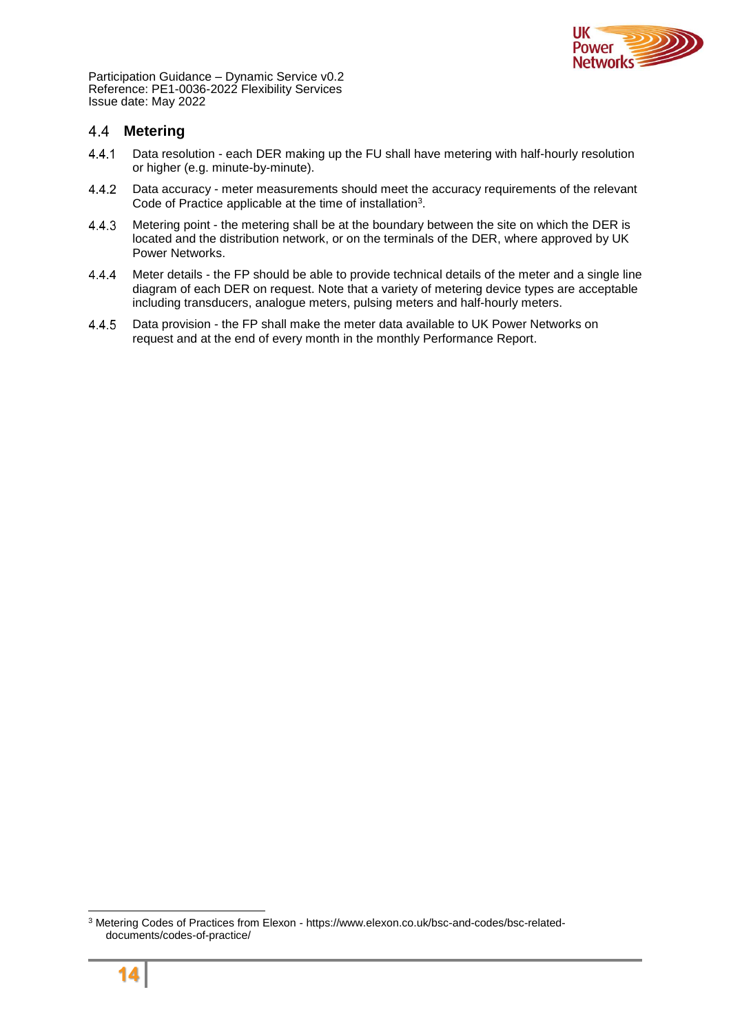## 4.4 Metering

4.4.1 Data resolution - each DER making up the FU shall have metering with half-hourly resolution or higher (e.g. minute-by-minute).

4.4.2 Data accuracy - meter measurements should meet the accuracy requirements of the relevant Code of Practice applicable at the time of installation[3].

4.4.3 Metering point - the metering shall be at the boundary between the site on which the DER is located and the distribution network, or on the terminals of the DER, where approved by UK Power Networks.

4.4.4 Meter details - the FP should be able to provide technical details of the meter and a single line diagram of each DER on request. Note that a variety of metering device types are acceptable including transducers, analogue meters, pulsing meters and half-hourly meters.

4.4.5 Data provision - the FP shall make the meter data available to UK Power Networks on request and at the end of every month in the monthly Performance Report.

[3] Metering Codes of Practices from Elexon - https://www.elexon.co.uk/bsc-and-codes/bsc-related-documents/codes-of-practice/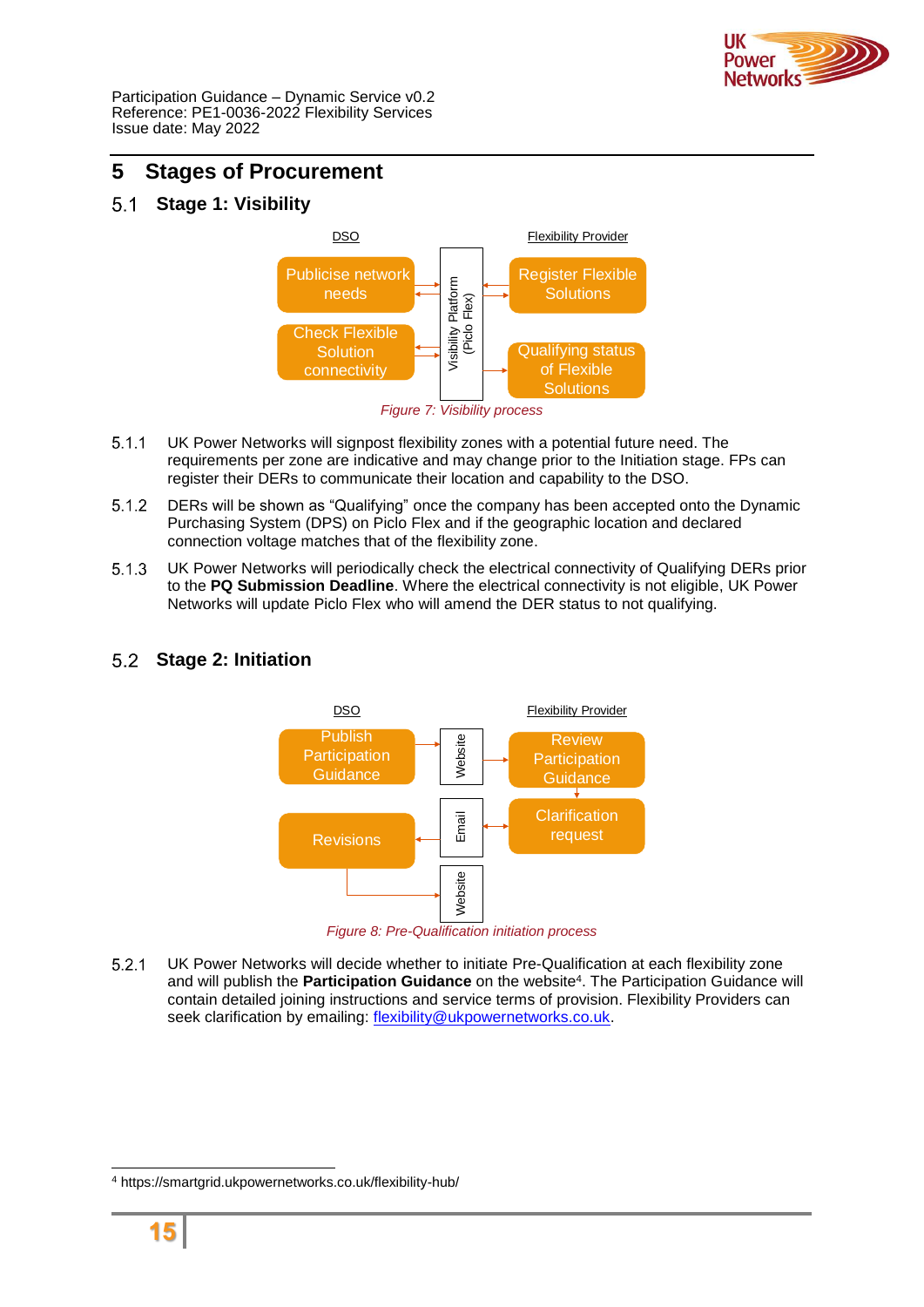# 5 Stages of Procurement

## 5.1 Stage 1: Visibility

DSO

Publicise network needs

Check Flexible Solution connectivity

Visibility Platform (Piclo Flex)

Flexibility Provider

Register Flexible Solutions

Qualifying status of Flexible Solutions

*Figure 7: Visibility process*

5.1.1 UK Power Networks will signpost flexibility zones with a potential future need. The requirements per zone are indicative and may change prior to the Initiation stage. FPs can register their DERs to communicate their location and capability to the DSO.

5.1.2 DERs will be shown as “Qualifying” once the company has been accepted onto the Dynamic Purchasing System (DPS) on Piclo Flex and if the geographic location and declared connection voltage matches that of the flexibility zone.

5.1.3 UK Power Networks will periodically check the electrical connectivity of Qualifying DERs prior to the **PQ Submission Deadline**. Where the electrical connectivity is not eligible, UK Power Networks will update Piclo Flex who will amend the DER status to not qualifying.

## 5.2 Stage 2: Initiation

DSO

Publish Participation Guidance

Revisions

Website

Email

Website

Flexibility Provider

Review Participation Guidance

Clarification request

*Figure 8: Pre-Qualification initiation process*

5.2.1 UK Power Networks will decide whether to initiate Pre-Qualification at each flexibility zone and will publish the **Participation Guidance** on the website[4]. The Participation Guidance will contain detailed joining instructions and service terms of provision. Flexibility Providers can seek clarification by emailing: flexibility@ukpowernetworks.co.uk.

[4] https://smartgrid.ukpowernetworks.co.uk/flexibility-hub/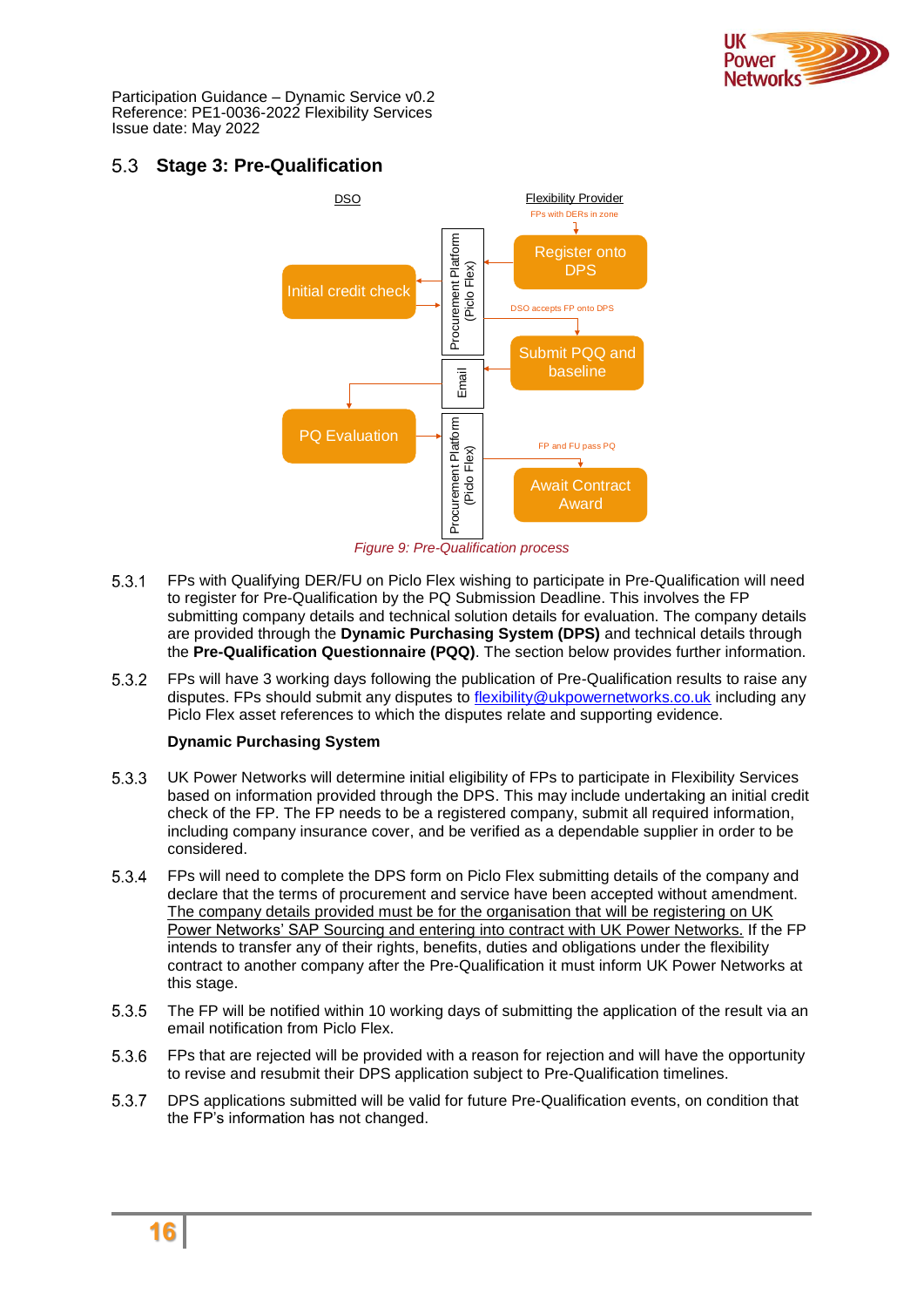## 5.3 Stage 3: Pre-Qualification

Figure 9: Pre-Qualification process

5.3.1 FPs with Qualifying DER/FU on Piclo Flex wishing to participate in Pre-Qualification will need to register for Pre-Qualification by the PQ Submission Deadline. This involves the FP submitting company details and technical solution details for evaluation. The company details are provided through the **Dynamic Purchasing System (DPS)** and technical details through the **Pre-Qualification Questionnaire (PQQ)**. The section below provides further information.

5.3.2 FPs will have 3 working days following the publication of Pre-Qualification results to raise any disputes. FPs should submit any disputes to flexibility@ukpowernetworks.co.uk including any Piclo Flex asset references to which the disputes relate and supporting evidence.

**Dynamic Purchasing System**

5.3.3 UK Power Networks will determine initial eligibility of FPs to participate in Flexibility Services based on information provided through the DPS. This may include undertaking an initial credit check of the FP. The FP needs to be a registered company, submit all required information, including company insurance cover, and be verified as a dependable supplier in order to be considered.

5.3.4 FPs will need to complete the DPS form on Piclo Flex submitting details of the company and declare that the terms of procurement and service have been accepted without amendment. The company details provided must be for the organisation that will be registering on UK Power Networks' SAP Sourcing and entering into contract with UK Power Networks. If the FP intends to transfer any of their rights, benefits, duties and obligations under the flexibility contract to another company after the Pre-Qualification it must inform UK Power Networks at this stage.

5.3.5 The FP will be notified within 10 working days of submitting the application of the result via an email notification from Piclo Flex.

5.3.6 FPs that are rejected will be provided with a reason for rejection and will have the opportunity to revise and resubmit their DPS application subject to Pre-Qualification timelines.

5.3.7 DPS applications submitted will be valid for future Pre-Qualification events, on condition that the FP's information has not changed.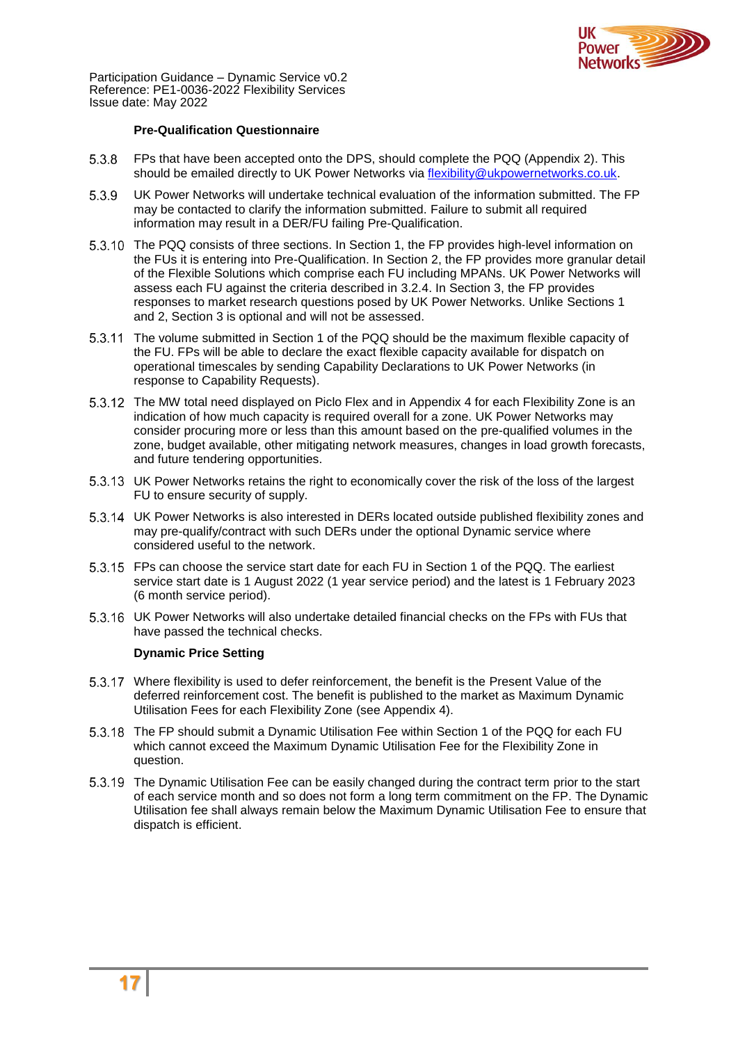**Pre-Qualification Questionnaire**

5.3.8 FPs that have been accepted onto the DPS, should complete the PQQ (Appendix 2). This should be emailed directly to UK Power Networks via flexibility@ukpowernetworks.co.uk.

5.3.9 UK Power Networks will undertake technical evaluation of the information submitted. The FP may be contacted to clarify the information submitted. Failure to submit all required information may result in a DER/FU failing Pre-Qualification.

5.3.10 The PQQ consists of three sections. In Section 1, the FP provides high-level information on the FUs it is entering into Pre-Qualification. In Section 2, the FP provides more granular detail of the Flexible Solutions which comprise each FU including MPANs. UK Power Networks will assess each FU against the criteria described in 3.2.4. In Section 3, the FP provides responses to market research questions posed by UK Power Networks. Unlike Sections 1 and 2, Section 3 is optional and will not be assessed.

5.3.11 The volume submitted in Section 1 of the PQQ should be the maximum flexible capacity of the FU. FPs will be able to declare the exact flexible capacity available for dispatch on operational timescales by sending Capability Declarations to UK Power Networks (in response to Capability Requests).

5.3.12 The MW total need displayed on Piclo Flex and in Appendix 4 for each Flexibility Zone is an indication of how much capacity is required overall for a zone. UK Power Networks may consider procuring more or less than this amount based on the pre-qualified volumes in the zone, budget available, other mitigating network measures, changes in load growth forecasts, and future tendering opportunities.

5.3.13 UK Power Networks retains the right to economically cover the risk of the loss of the largest FU to ensure security of supply.

5.3.14 UK Power Networks is also interested in DERs located outside published flexibility zones and may pre-qualify/contract with such DERs under the optional Dynamic service where considered useful to the network.

5.3.15 FPs can choose the service start date for each FU in Section 1 of the PQQ. The earliest service start date is 1 August 2022 (1 year service period) and the latest is 1 February 2023 (6 month service period).

5.3.16 UK Power Networks will also undertake detailed financial checks on the FPs with FUs that have passed the technical checks.

**Dynamic Price Setting**

5.3.17 Where flexibility is used to defer reinforcement, the benefit is the Present Value of the deferred reinforcement cost. The benefit is published to the market as Maximum Dynamic Utilisation Fees for each Flexibility Zone (see Appendix 4).

5.3.18 The FP should submit a Dynamic Utilisation Fee within Section 1 of the PQQ for each FU which cannot exceed the Maximum Dynamic Utilisation Fee for the Flexibility Zone in question.

5.3.19 The Dynamic Utilisation Fee can be easily changed during the contract term prior to the start of each service month and so does not form a long term commitment on the FP. The Dynamic Utilisation fee shall always remain below the Maximum Dynamic Utilisation Fee to ensure that dispatch is efficient.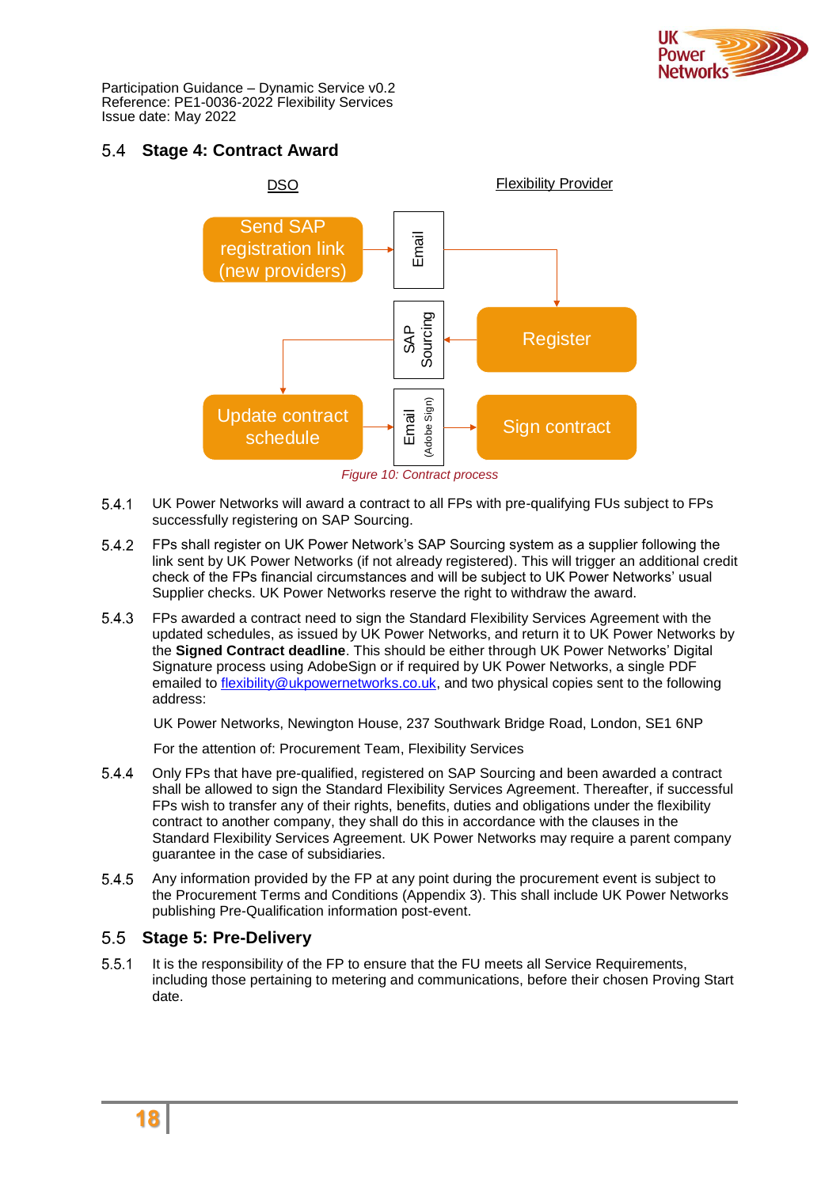## 5.4 Stage 4: Contract Award

DSO | Flexibility Provider

Send SAP registration link (new providers) → Email → Register → SAP Sourcing → Update contract schedule → Email (Adobe Sign) → Sign contract

*Figure 10: Contract process*

5.4.1 UK Power Networks will award a contract to all FPs with pre-qualifying FUs subject to FPs successfully registering on SAP Sourcing.

5.4.2 FPs shall register on UK Power Network's SAP Sourcing system as a supplier following the link sent by UK Power Networks (if not already registered). This will trigger an additional credit check of the FPs financial circumstances and will be subject to UK Power Networks' usual Supplier checks. UK Power Networks reserve the right to withdraw the award.

5.4.3 FPs awarded a contract need to sign the Standard Flexibility Services Agreement with the updated schedules, as issued by UK Power Networks, and return it to UK Power Networks by the **Signed Contract deadline**. This should be either through UK Power Networks' Digital Signature process using AdobeSign or if required by UK Power Networks, a single PDF emailed to flexibility@ukpowernetworks.co.uk, and two physical copies sent to the following address:

UK Power Networks, Newington House, 237 Southwark Bridge Road, London, SE1 6NP

For the attention of: Procurement Team, Flexibility Services

5.4.4 Only FPs that have pre-qualified, registered on SAP Sourcing and been awarded a contract shall be allowed to sign the Standard Flexibility Services Agreement. Thereafter, if successful FPs wish to transfer any of their rights, benefits, duties and obligations under the flexibility contract to another company, they shall do this in accordance with the clauses in the Standard Flexibility Services Agreement. UK Power Networks may require a parent company guarantee in the case of subsidiaries.

5.4.5 Any information provided by the FP at any point during the procurement event is subject to the Procurement Terms and Conditions (Appendix 3). This shall include UK Power Networks publishing Pre-Qualification information post-event.

## 5.5 Stage 5: Pre-Delivery

5.5.1 It is the responsibility of the FP to ensure that the FU meets all Service Requirements, including those pertaining to metering and communications, before their chosen Proving Start date.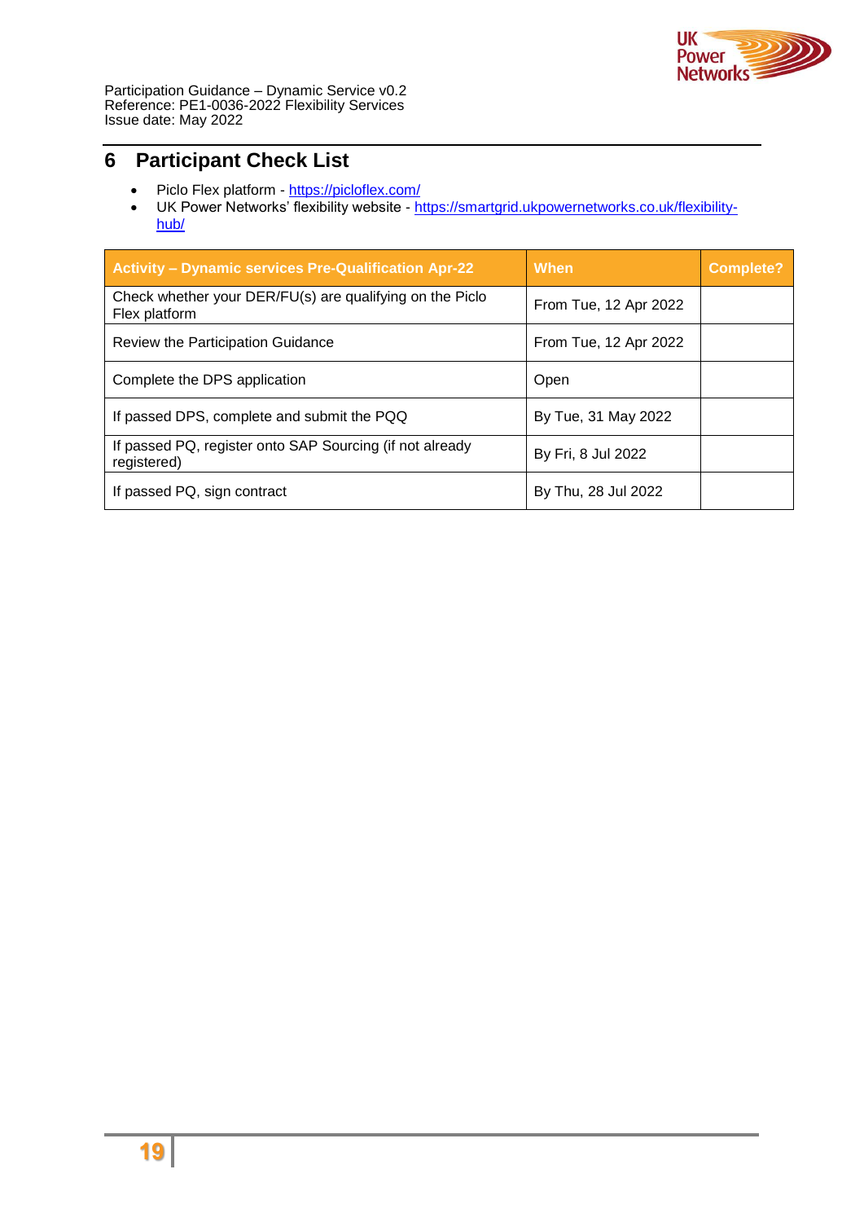# 6 Participant Check List

- Piclo Flex platform - https://picloflex.com/
- UK Power Networks' flexibility website - https://smartgrid.ukpowernetworks.co.uk/flexibility-hub/

| Activity – Dynamic services Pre-Qualification Apr-22 | When | Complete? |
|---|---|---|
| Check whether your DER/FU(s) are qualifying on the Piclo Flex platform | From Tue, 12 Apr 2022 | |
| Review the Participation Guidance | From Tue, 12 Apr 2022 | |
| Complete the DPS application | Open | |
| If passed DPS, complete and submit the PQQ | By Tue, 31 May 2022 | |
| If passed PQ, register onto SAP Sourcing (if not already registered) | By Fri, 8 Jul 2022 | |
| If passed PQ, sign contract | By Thu, 28 Jul 2022 | |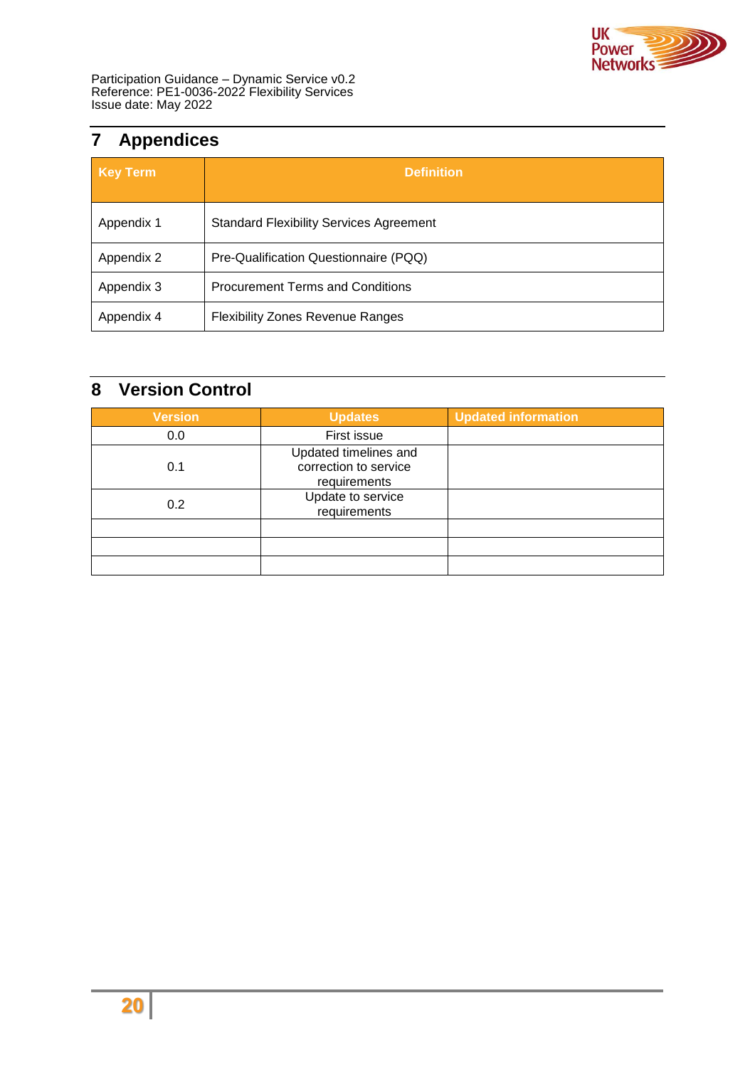## 7 Appendices

| Key Term | Definition |
|---|---|
| Appendix 1 | Standard Flexibility Services Agreement |
| Appendix 2 | Pre-Qualification Questionnaire (PQQ) |
| Appendix 3 | Procurement Terms and Conditions |
| Appendix 4 | Flexibility Zones Revenue Ranges |

## 8 Version Control

| Version | Updates | Updated information |
|---|---|---|
| 0.0 | First issue | |
| 0.1 | Updated timelines and correction to service requirements | |
| 0.2 | Update to service requirements | |
| | | |
| | | |
| | | |